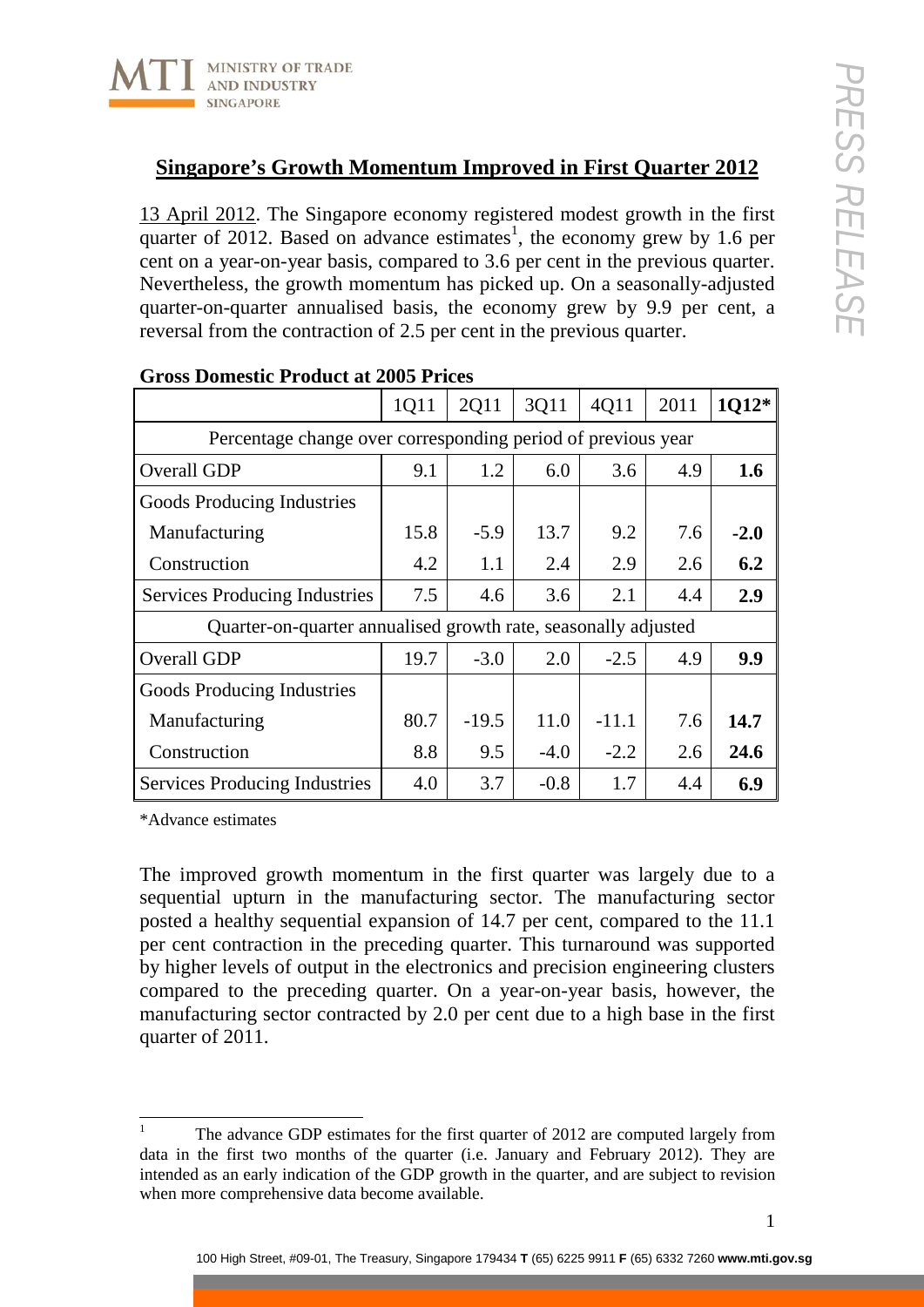## Singapore's Growth Momentum Improved in First Quarter 2012

13 April 2012. The Singapore economy registered modest growth in the first quarter of 2012. Based on advance estimates[1], the economy grew by 1.6 per cent on a year-on-year basis, compared to 3.6 per cent in the previous quarter. Nevertheless, the growth momentum has picked up. On a seasonally-adjusted quarter-on-quarter annualised basis, the economy grew by 9.9 per cent, a reversal from the contraction of 2.5 per cent in the previous quarter.

**Gross Domestic Product at 2005 Prices**

| | 1Q11 | 2Q11 | 3Q11 | 4Q11 | 2011 | **1Q12*** |
|---|---|---|---|---|---|---|
| Percentage change over corresponding period of previous year | | | | | | |
| Overall GDP | 9.1 | 1.2 | 6.0 | 3.6 | 4.9 | **1.6** |
| Goods Producing Industries | | | | | | |
| Manufacturing | 15.8 | -5.9 | 13.7 | 9.2 | 7.6 | **-2.0** |
| Construction | 4.2 | 1.1 | 2.4 | 2.9 | 2.6 | **6.2** |
| Services Producing Industries | 7.5 | 4.6 | 3.6 | 2.1 | 4.4 | **2.9** |
| Quarter-on-quarter annualised growth rate, seasonally adjusted | | | | | | |
| Overall GDP | 19.7 | -3.0 | 2.0 | -2.5 | 4.9 | **9.9** |
| Goods Producing Industries | | | | | | |
| Manufacturing | 80.7 | -19.5 | 11.0 | -11.1 | 7.6 | **14.7** |
| Construction | 8.8 | 9.5 | -4.0 | -2.2 | 2.6 | **24.6** |
| Services Producing Industries | 4.0 | 3.7 | -0.8 | 1.7 | 4.4 | **6.9** |

*Advance estimates

The improved growth momentum in the first quarter was largely due to a sequential upturn in the manufacturing sector. The manufacturing sector posted a healthy sequential expansion of 14.7 per cent, compared to the 11.1 per cent contraction in the preceding quarter. This turnaround was supported by higher levels of output in the electronics and precision engineering clusters compared to the preceding quarter. On a year-on-year basis, however, the manufacturing sector contracted by 2.0 per cent due to a high base in the first quarter of 2011.

[1] The advance GDP estimates for the first quarter of 2012 are computed largely from data in the first two months of the quarter (i.e. January and February 2012). They are intended as an early indication of the GDP growth in the quarter, and are subject to revision when more comprehensive data become available.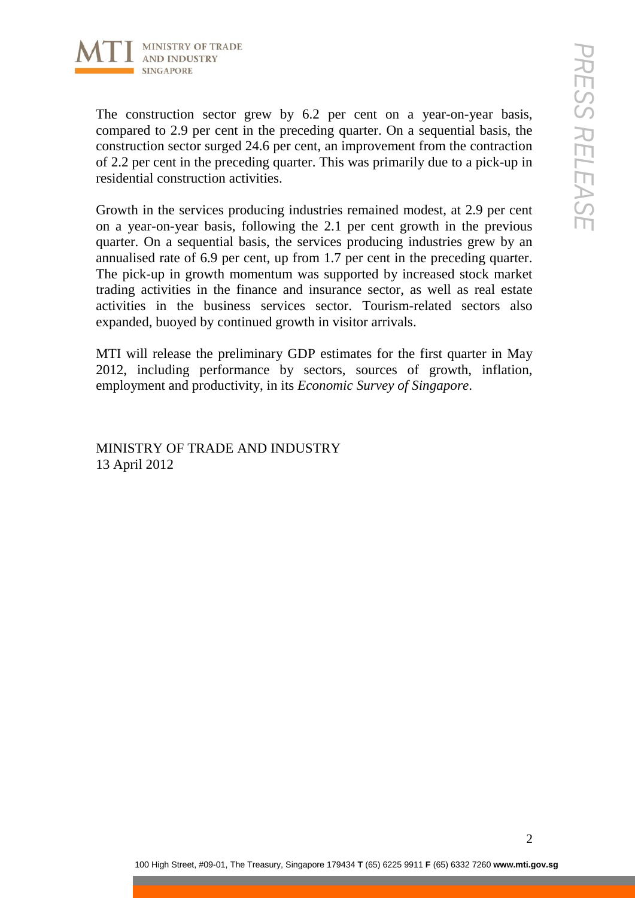The construction sector grew by 6.2 per cent on a year-on-year basis, compared to 2.9 per cent in the preceding quarter. On a sequential basis, the construction sector surged 24.6 per cent, an improvement from the contraction of 2.2 per cent in the preceding quarter. This was primarily due to a pick-up in residential construction activities.

Growth in the services producing industries remained modest, at 2.9 per cent on a year-on-year basis, following the 2.1 per cent growth in the previous quarter. On a sequential basis, the services producing industries grew by an annualised rate of 6.9 per cent, up from 1.7 per cent in the preceding quarter. The pick-up in growth momentum was supported by increased stock market trading activities in the finance and insurance sector, as well as real estate activities in the business services sector. Tourism-related sectors also expanded, buoyed by continued growth in visitor arrivals.

MTI will release the preliminary GDP estimates for the first quarter in May 2012, including performance by sectors, sources of growth, inflation, employment and productivity, in its *Economic Survey of Singapore*.

MINISTRY OF TRADE AND INDUSTRY
13 April 2012